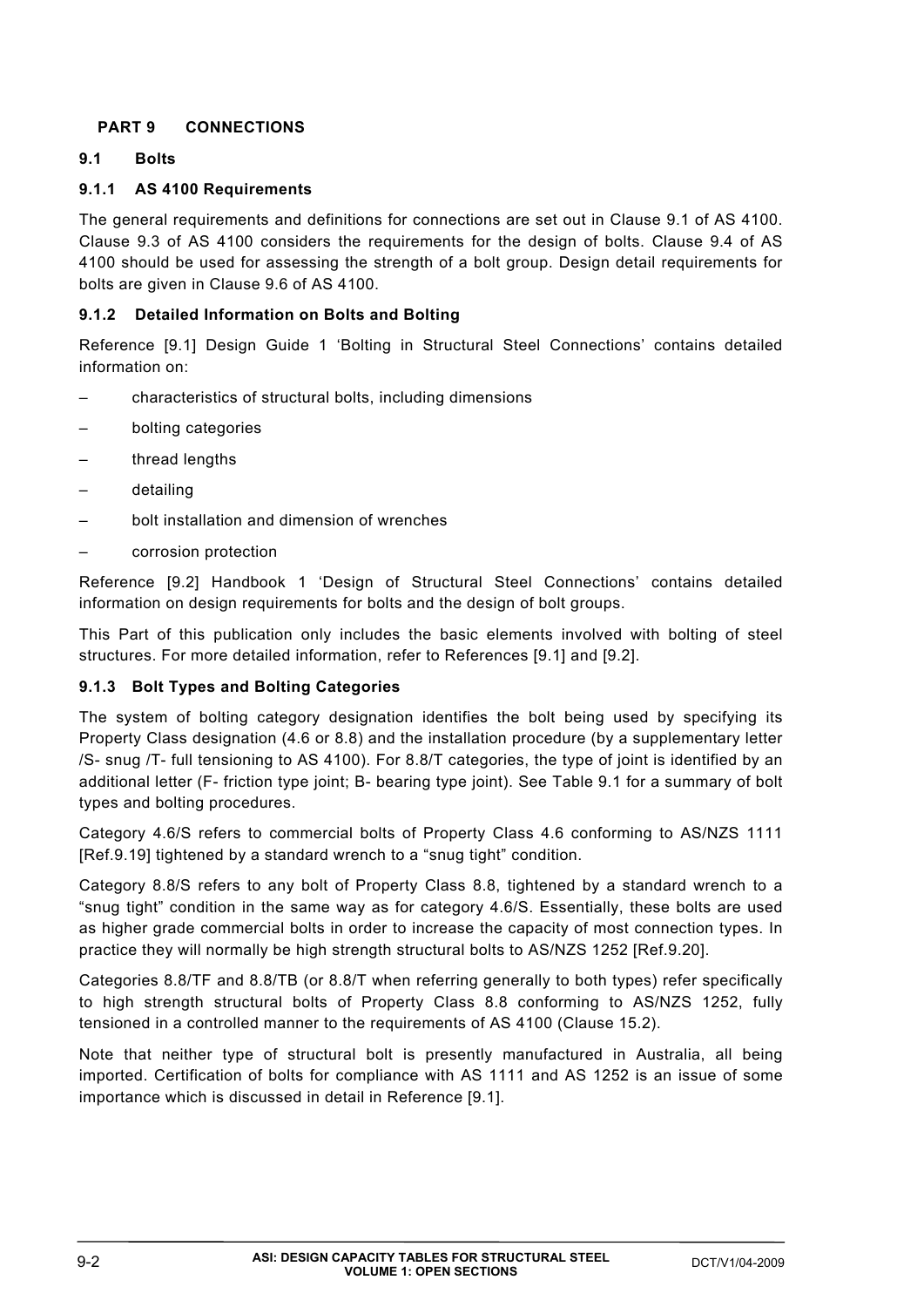# PART 9 CONNECTIONS

## 9.1 Bolts

### 9.1.1 AS 4100 Requirements

The general requirements and definitions for connections are set out in Clause 9.1 of AS 4100. Clause 9.3 of AS 4100 considers the requirements for the design of bolts. Clause 9.4 of AS 4100 should be used for assessing the strength of a bolt group. Design detail requirements for bolts are given in Clause 9.6 of AS 4100.

### 9.1.2 Detailed Information on Bolts and Bolting

Reference [9.1] Design Guide 1 'Bolting in Structural Steel Connections' contains detailed information on:

- characteristics of structural bolts, including dimensions
- bolting categories
- thread lengths
- detailing
- bolt installation and dimension of wrenches
- corrosion protection

Reference [9.2] Handbook 1 'Design of Structural Steel Connections' contains detailed information on design requirements for bolts and the design of bolt groups.

This Part of this publication only includes the basic elements involved with bolting of steel structures. For more detailed information, refer to References [9.1] and [9.2].

### 9.1.3 Bolt Types and Bolting Categories

The system of bolting category designation identifies the bolt being used by specifying its Property Class designation (4.6 or 8.8) and the installation procedure (by a supplementary letter /S- snug /T- full tensioning to AS 4100). For 8.8/T categories, the type of joint is identified by an additional letter (F- friction type joint; B- bearing type joint). See Table 9.1 for a summary of bolt types and bolting procedures.

Category 4.6/S refers to commercial bolts of Property Class 4.6 conforming to AS/NZS 1111 [Ref.9.19] tightened by a standard wrench to a "snug tight" condition.

Category 8.8/S refers to any bolt of Property Class 8.8, tightened by a standard wrench to a "snug tight" condition in the same way as for category 4.6/S. Essentially, these bolts are used as higher grade commercial bolts in order to increase the capacity of most connection types. In practice they will normally be high strength structural bolts to AS/NZS 1252 [Ref.9.20].

Categories 8.8/TF and 8.8/TB (or 8.8/T when referring generally to both types) refer specifically to high strength structural bolts of Property Class 8.8 conforming to AS/NZS 1252, fully tensioned in a controlled manner to the requirements of AS 4100 (Clause 15.2).

Note that neither type of structural bolt is presently manufactured in Australia, all being imported. Certification of bolts for compliance with AS 1111 and AS 1252 is an issue of some importance which is discussed in detail in Reference [9.1].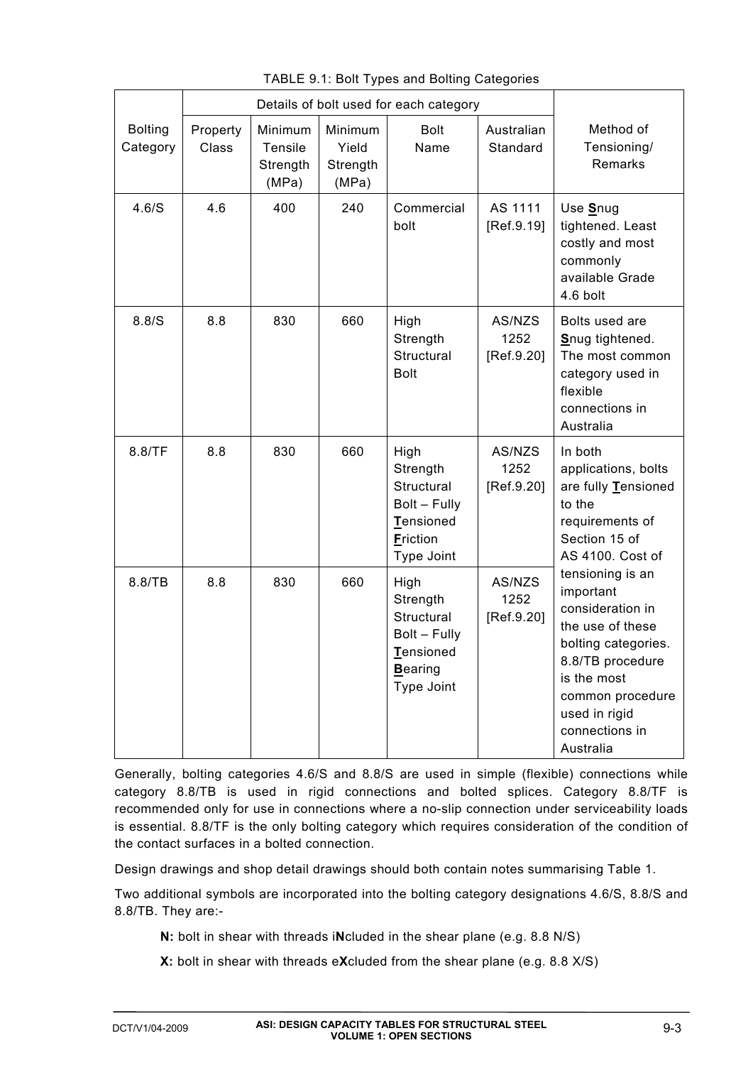TABLE 9.1: Bolt Types and Bolting Categories

| Bolting Category | Details of bolt used for each category | | | | | Method of Tensioning/ Remarks |
|---|---|---|---|---|---|---|
| | Property Class | Minimum Tensile Strength (MPa) | Minimum Yield Strength (MPa) | Bolt Name | Australian Standard | |
| 4.6/S | 4.6 | 400 | 240 | Commercial bolt | AS 1111 [Ref.9.19] | Use **S**nug tightened. Least costly and most commonly available Grade 4.6 bolt |
| 8.8/S | 8.8 | 830 | 660 | High Strength Structural Bolt | AS/NZS 1252 [Ref.9.20] | Bolts used are **S**nug tightened. The most common category used in flexible connections in Australia |
| 8.8/TF | 8.8 | 830 | 660 | High Strength Structural Bolt – Fully **T**ensioned **F**riction Type Joint | AS/NZS 1252 [Ref.9.20] | In both applications, bolts are fully **T**ensioned to the requirements of Section 15 of AS 4100. Cost of tensioning is an important consideration in the use of these bolting categories. 8.8/TB procedure is the most common procedure used in rigid connections in Australia |
| 8.8/TB | 8.8 | 830 | 660 | High Strength Structural Bolt – Fully **T**ensioned **B**earing Type Joint | AS/NZS 1252 [Ref.9.20] | |

Generally, bolting categories 4.6/S and 8.8/S are used in simple (flexible) connections while category 8.8/TB is used in rigid connections and bolted splices. Category 8.8/TF is recommended only for use in connections where a no-slip connection under serviceability loads is essential. 8.8/TF is the only bolting category which requires consideration of the condition of the contact surfaces in a bolted connection.

Design drawings and shop detail drawings should both contain notes summarising Table 1.

Two additional symbols are incorporated into the bolting category designations 4.6/S, 8.8/S and 8.8/TB. They are:-

**N:** bolt in shear with threads i**N**cluded in the shear plane (e.g. 8.8 N/S)

**X:** bolt in shear with threads e**X**cluded from the shear plane (e.g. 8.8 X/S)